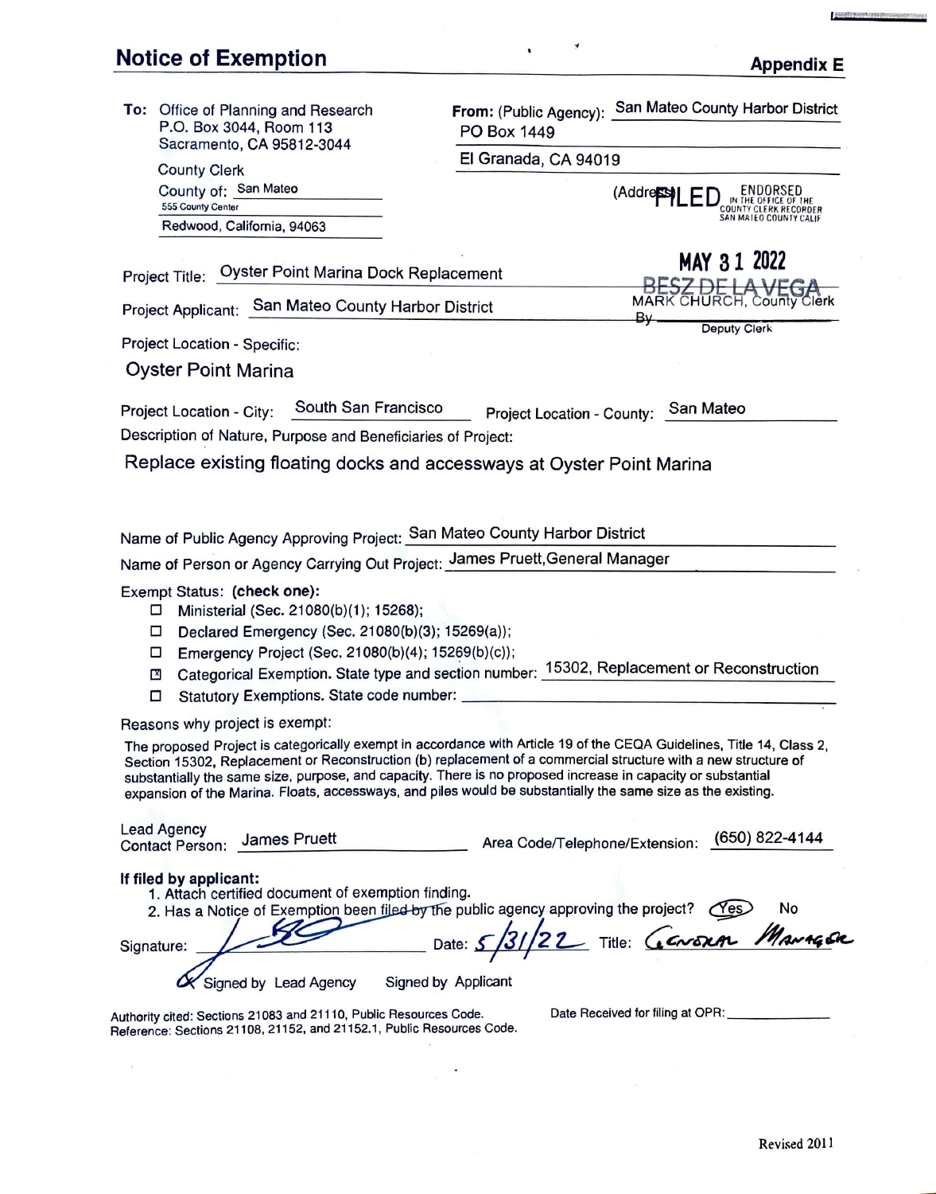# Notice of Exemption

**Appendix E**

**To:** Office of Planning and Research
P.O. Box 3044, Room 113
Sacramento, CA 95812-3044

County Clerk
County of: San Mateo
555 County Center
Redwood, California, 94063

**From:** (Public Agency): San Mateo County Harbor District
PO Box 1449
El Granada, CA 94019
(Address)

FILED
ENDORSED IN THE OFFICE OF THE COUNTY CLERK RECORDER SAN MATEO COUNTY CALIF
MAY 31 2022
MARK CHURCH, County Clerk
By BESZ DE LA VEGA
Deputy Clerk

Project Title: Oyster Point Marina Dock Replacement

Project Applicant: San Mateo County Harbor District

Project Location - Specific:

Oyster Point Marina

Project Location - City: South San Francisco Project Location - County: San Mateo

Description of Nature, Purpose and Beneficiaries of Project:

Replace existing floating docks and accessways at Oyster Point Marina

Name of Public Agency Approving Project: San Mateo County Harbor District

Name of Person or Agency Carrying Out Project: James Pruett,General Manager

Exempt Status: **(check one):**

- ☐ Ministerial (Sec. 21080(b)(1); 15268);
- ☐ Declared Emergency (Sec. 21080(b)(3); 15269(a));
- ☐ Emergency Project (Sec. 21080(b)(4); 15269(b)(c));
- ☒ Categorical Exemption. State type and section number: 15302, Replacement or Reconstruction
- ☐ Statutory Exemptions. State code number:

Reasons why project is exempt:

The proposed Project is categorically exempt in accordance with Article 19 of the CEQA Guidelines, Title 14, Class 2, Section 15302, Replacement or Reconstruction (b) replacement of a commercial structure with a new structure of substantially the same size, purpose, and capacity. There is no proposed increase in capacity or substantial expansion of the Marina. Floats, accessways, and piles would be substantially the same size as the existing.

Lead Agency Contact Person: James Pruett Area Code/Telephone/Extension: (650) 822-4144

**If filed by applicant:**

1. Attach certified document of exemption finding.
2. Has a Notice of Exemption been filed by the public agency approving the project? (Yes) No

Signature: [signature] Date: 5/31/22 Title: General Manager

☒ Signed by Lead Agency ☐ Signed by Applicant

Authority cited: Sections 21083 and 21110, Public Resources Code.
Reference: Sections 21108, 21152, and 21152.1, Public Resources Code.

Date Received for filing at OPR:

Revised 2011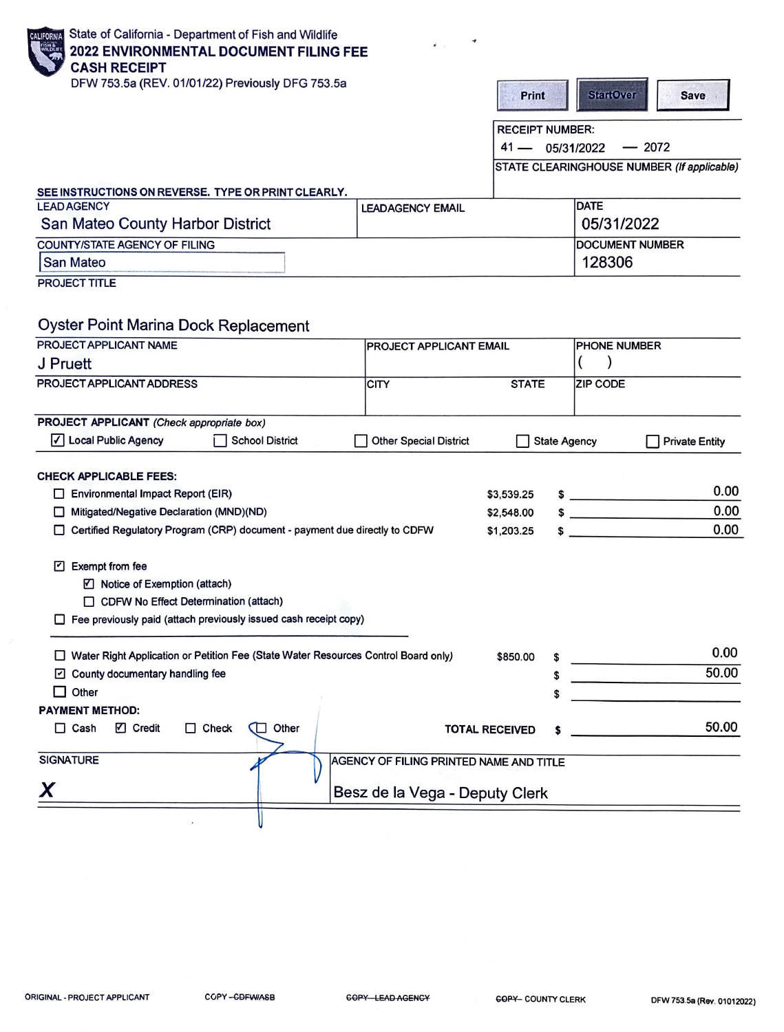State of California - Department of Fish and Wildlife

# 2022 ENVIRONMENTAL DOCUMENT FILING FEE CASH RECEIPT

DFW 753.5a (REV. 01/01/22) Previously DFG 753.5a

Print | StartOver | Save

RECEIPT NUMBER:
41 — 05/31/2022 — 2072

STATE CLEARINGHOUSE NUMBER *(If applicable)*

**SEE INSTRUCTIONS ON REVERSE. TYPE OR PRINT CLEARLY.**

| LEAD AGENCY | LEADAGENCY EMAIL | DATE |
|---|---|---|
| San Mateo County Harbor District | | 05/31/2022 |

| COUNTY/STATE AGENCY OF FILING | DOCUMENT NUMBER |
|---|---|
| San Mateo | 128306 |

PROJECT TITLE

Oyster Point Marina Dock Replacement

| PROJECT APPLICANT NAME | PROJECT APPLICANT EMAIL | PHONE NUMBER |
|---|---|---|
| J Pruett | | ( ) |

| PROJECT APPLICANT ADDRESS | CITY | STATE | ZIP CODE |
|---|---|---|---|
| | | | |

**PROJECT APPLICANT** *(Check appropriate box)*

☑ Local Public Agency ☐ School District ☐ Other Special District ☐ State Agency ☐ Private Entity

**CHECK APPLICABLE FEES:**

| | | |
|---|---|---|
| ☐ Environmental Impact Report (EIR) | $3,539.25 | $ 0.00 |
| ☐ Mitigated/Negative Declaration (MND)(ND) | $2,548.00 | $ 0.00 |
| ☐ Certified Regulatory Program (CRP) document - payment due directly to CDFW | $1,203.25 | $ 0.00 |

☑ Exempt from fee

- ☑ Notice of Exemption (attach)
- ☐ CDFW No Effect Determination (attach)

☐ Fee previously paid (attach previously issued cash receipt copy)

| | | |
|---|---|---|
| ☐ Water Right Application or Petition Fee (State Water Resources Control Board only) | $850.00 | $ 0.00 |
| ☑ County documentary handling fee | | $ 50.00 |
| ☐ Other | | $ |

**PAYMENT METHOD:**

☐ Cash ☑ Credit ☐ Check ☐ Other **TOTAL RECEIVED** $ 50.00

| SIGNATURE | AGENCY OF FILING PRINTED NAME AND TITLE |
|---|---|
| X | Besz de la Vega - Deputy Clerk |

ORIGINAL - PROJECT APPLICANT COPY – ~~CDFW/ASB~~ ~~COPY – LEAD AGENCY~~ ~~COPY~~ – COUNTY CLERK DFW 753.5a (Rev. 01012022)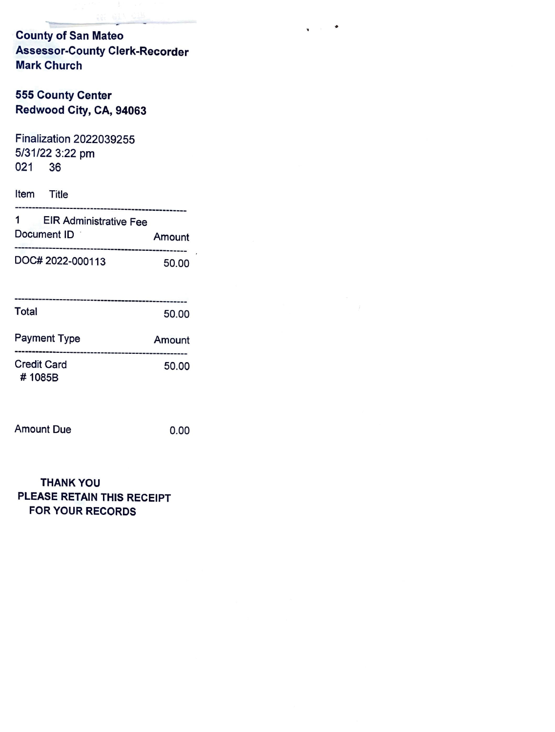**County of San Mateo**
**Assessor-County Clerk-Recorder**
**Mark Church**

**555 County Center**
**Redwood City, CA, 94063**

Finalization 2022039255
5/31/22 3:22 pm
021 36

| Item | Title |
|---|---|
| 1 | EIR Administrative Fee |

| Document ID | Amount |
|---|---|
| DOC# 2022-000113 | 50.00 |
| Total | 50.00 |

| Payment Type | Amount |
|---|---|
| Credit Card # 1085B | 50.00 |

| | |
|---|---|
| Amount Due | 0.00 |

**THANK YOU**
**PLEASE RETAIN THIS RECEIPT**
**FOR YOUR RECORDS**